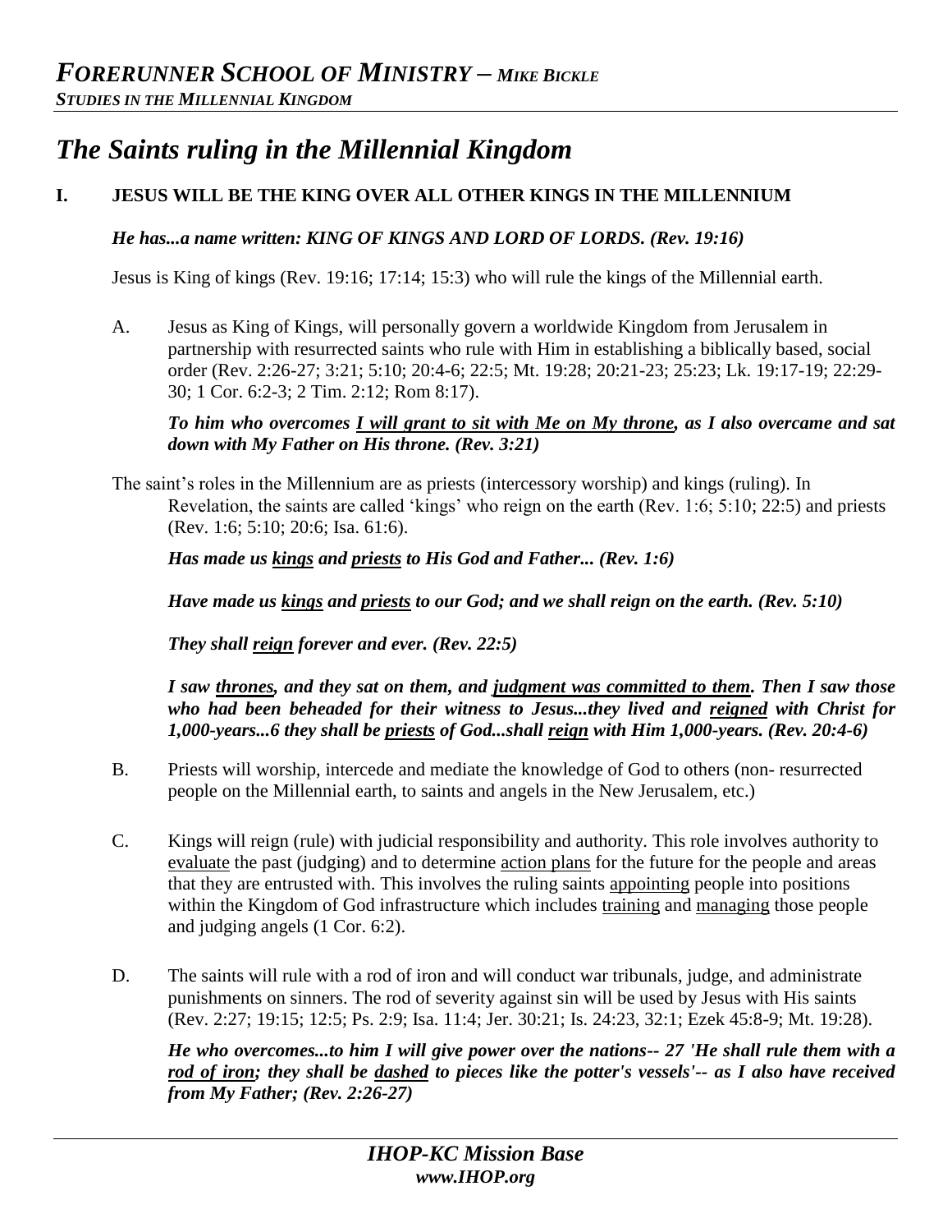# The Saints ruling in the Millennial Kingdom

## I. JESUS WILL BE THE KING OVER ALL OTHER KINGS IN THE MILLENNIUM

***He has...a name written: KING OF KINGS AND LORD OF LORDS. (Rev. 19:16)***

Jesus is King of kings (Rev. 19:16; 17:14; 15:3) who will rule the kings of the Millennial earth.

A. Jesus as King of Kings, will personally govern a worldwide Kingdom from Jerusalem in partnership with resurrected saints who rule with Him in establishing a biblically based, social order (Rev. 2:26-27; 3:21; 5:10; 20:4-6; 22:5; Mt. 19:28; 20:21-23; 25:23; Lk. 19:17-19; 22:29-30; 1 Cor. 6:2-3; 2 Tim. 2:12; Rom 8:17).

***To him who overcomes <u>I will grant to sit with Me on My throne</u>, as I also overcame and sat down with My Father on His throne. (Rev. 3:21)***

The saint's roles in the Millennium are as priests (intercessory worship) and kings (ruling). In Revelation, the saints are called 'kings' who reign on the earth (Rev. 1:6; 5:10; 22:5) and priests (Rev. 1:6; 5:10; 20:6; Isa. 61:6).

***Has made us <u>kings</u> and <u>priests</u> to His God and Father... (Rev. 1:6)***

***Have made us <u>kings</u> and <u>priests</u> to our God; and we shall reign on the earth. (Rev. 5:10)***

***They shall <u>reign</u> forever and ever. (Rev. 22:5)***

***I saw <u>thrones</u>, and they sat on them, and <u>judgment was committed to them</u>. Then I saw those who had been beheaded for their witness to Jesus...they lived and <u>reigned</u> with Christ for 1,000-years...6 they shall be <u>priests</u> of God...shall <u>reign</u> with Him 1,000-years. (Rev. 20:4-6)***

B. Priests will worship, intercede and mediate the knowledge of God to others (non- resurrected people on the Millennial earth, to saints and angels in the New Jerusalem, etc.)

C. Kings will reign (rule) with judicial responsibility and authority. This role involves authority to <u>evaluate</u> the past (judging) and to determine <u>action plans</u> for the future for the people and areas that they are entrusted with. This involves the ruling saints <u>appointing</u> people into positions within the Kingdom of God infrastructure which includes <u>training</u> and <u>managing</u> those people and judging angels (1 Cor. 6:2).

D. The saints will rule with a rod of iron and will conduct war tribunals, judge, and administrate punishments on sinners. The rod of severity against sin will be used by Jesus with His saints (Rev. 2:27; 19:15; 12:5; Ps. 2:9; Isa. 11:4; Jer. 30:21; Is. 24:23, 32:1; Ezek 45:8-9; Mt. 19:28).

***He who overcomes...to him I will give power over the nations-- 27 'He shall rule them with a <u>rod of iron</u>; they shall be <u>dashed</u> to pieces like the potter's vessels'-- as I also have received from My Father; (Rev. 2:26-27)***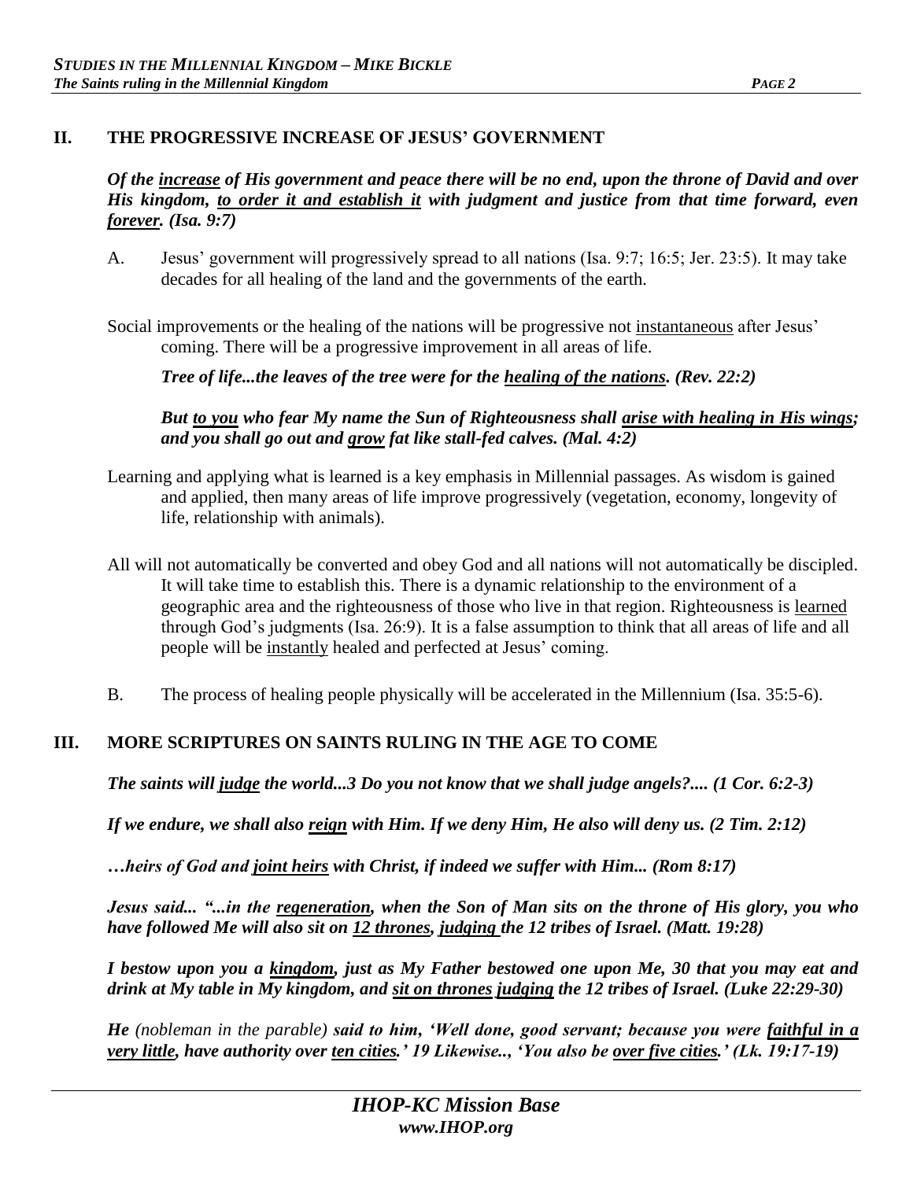## II. THE PROGRESSIVE INCREASE OF JESUS' GOVERNMENT

***Of the increase of His government and peace there will be no end, upon the throne of David and over His kingdom, to order it and establish it with judgment and justice from that time forward, even forever. (Isa. 9:7)***

A. Jesus' government will progressively spread to all nations (Isa. 9:7; 16:5; Jer. 23:5). It may take decades for all healing of the land and the governments of the earth.

Social improvements or the healing of the nations will be progressive not instantaneous after Jesus' coming. There will be a progressive improvement in all areas of life.

***Tree of life...the leaves of the tree were for the healing of the nations. (Rev. 22:2)***

***But to you who fear My name the Sun of Righteousness shall arise with healing in His wings; and you shall go out and grow fat like stall-fed calves. (Mal. 4:2)***

Learning and applying what is learned is a key emphasis in Millennial passages. As wisdom is gained and applied, then many areas of life improve progressively (vegetation, economy, longevity of life, relationship with animals).

All will not automatically be converted and obey God and all nations will not automatically be discipled. It will take time to establish this. There is a dynamic relationship to the environment of a geographic area and the righteousness of those who live in that region. Righteousness is learned through God's judgments (Isa. 26:9). It is a false assumption to think that all areas of life and all people will be instantly healed and perfected at Jesus' coming.

B. The process of healing people physically will be accelerated in the Millennium (Isa. 35:5-6).

## III. MORE SCRIPTURES ON SAINTS RULING IN THE AGE TO COME

***The saints will judge the world...3 Do you not know that we shall judge angels?.... (1 Cor. 6:2-3)***

***If we endure, we shall also reign with Him. If we deny Him, He also will deny us. (2 Tim. 2:12)***

***…heirs of God and joint heirs with Christ, if indeed we suffer with Him... (Rom 8:17)***

***Jesus said... "...in the regeneration, when the Son of Man sits on the throne of His glory, you who have followed Me will also sit on 12 thrones, judging the 12 tribes of Israel. (Matt. 19:28)***

***I bestow upon you a kingdom, just as My Father bestowed one upon Me, 30 that you may eat and drink at My table in My kingdom, and sit on thrones judging the 12 tribes of Israel. (Luke 22:29-30)***

***He** (nobleman in the parable) **said to him, 'Well done, good servant; because you were faithful in a very little, have authority over ten cities.' 19 Likewise.., 'You also be over five cities.' (Lk. 19:17-19)***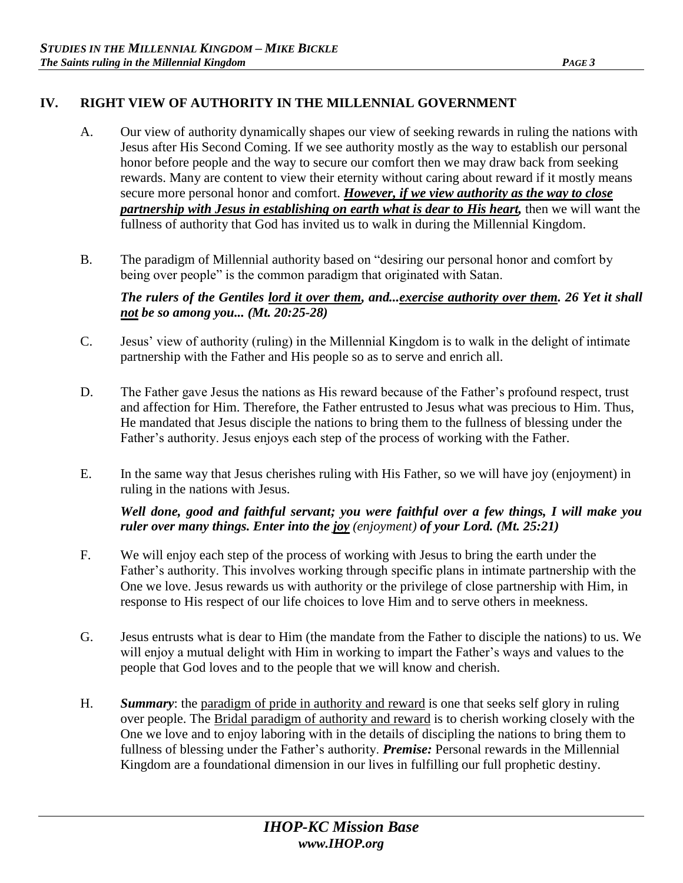## IV. RIGHT VIEW OF AUTHORITY IN THE MILLENNIAL GOVERNMENT

A. Our view of authority dynamically shapes our view of seeking rewards in ruling the nations with Jesus after His Second Coming. If we see authority mostly as the way to establish our personal honor before people and the way to secure our comfort then we may draw back from seeking rewards. Many are content to view their eternity without caring about reward if it mostly means secure more personal honor and comfort. ***<u>However, if we view authority as the way to close partnership with Jesus in establishing on earth what is dear to His heart,</u>*** then we will want the fullness of authority that God has invited us to walk in during the Millennial Kingdom.

B. The paradigm of Millennial authority based on "desiring our personal honor and comfort by being over people" is the common paradigm that originated with Satan.

***The rulers of the Gentiles <u>lord it over them</u>, and...<u>exercise authority over them</u>. 26 Yet it shall <u>not</u> be so among you... (Mt. 20:25-28)***

C. Jesus' view of authority (ruling) in the Millennial Kingdom is to walk in the delight of intimate partnership with the Father and His people so as to serve and enrich all.

D. The Father gave Jesus the nations as His reward because of the Father's profound respect, trust and affection for Him. Therefore, the Father entrusted to Jesus what was precious to Him. Thus, He mandated that Jesus disciple the nations to bring them to the fullness of blessing under the Father's authority. Jesus enjoys each step of the process of working with the Father.

E. In the same way that Jesus cherishes ruling with His Father, so we will have joy (enjoyment) in ruling in the nations with Jesus.

***Well done, good and faithful servant; you were faithful over a few things, I will make you ruler over many things. Enter into the <u>joy</u>*** *(enjoyment)* ***of your Lord. (Mt. 25:21)***

F. We will enjoy each step of the process of working with Jesus to bring the earth under the Father's authority. This involves working through specific plans in intimate partnership with the One we love. Jesus rewards us with authority or the privilege of close partnership with Him, in response to His respect of our life choices to love Him and to serve others in meekness.

G. Jesus entrusts what is dear to Him (the mandate from the Father to disciple the nations) to us. We will enjoy a mutual delight with Him in working to impart the Father's ways and values to the people that God loves and to the people that we will know and cherish.

H. ***Summary***: the <u>paradigm of pride in authority and reward</u> is one that seeks self glory in ruling over people. The <u>Bridal paradigm of authority and reward</u> is to cherish working closely with the One we love and to enjoy laboring with in the details of discipling the nations to bring them to fullness of blessing under the Father's authority. ***Premise:*** Personal rewards in the Millennial Kingdom are a foundational dimension in our lives in fulfilling our full prophetic destiny.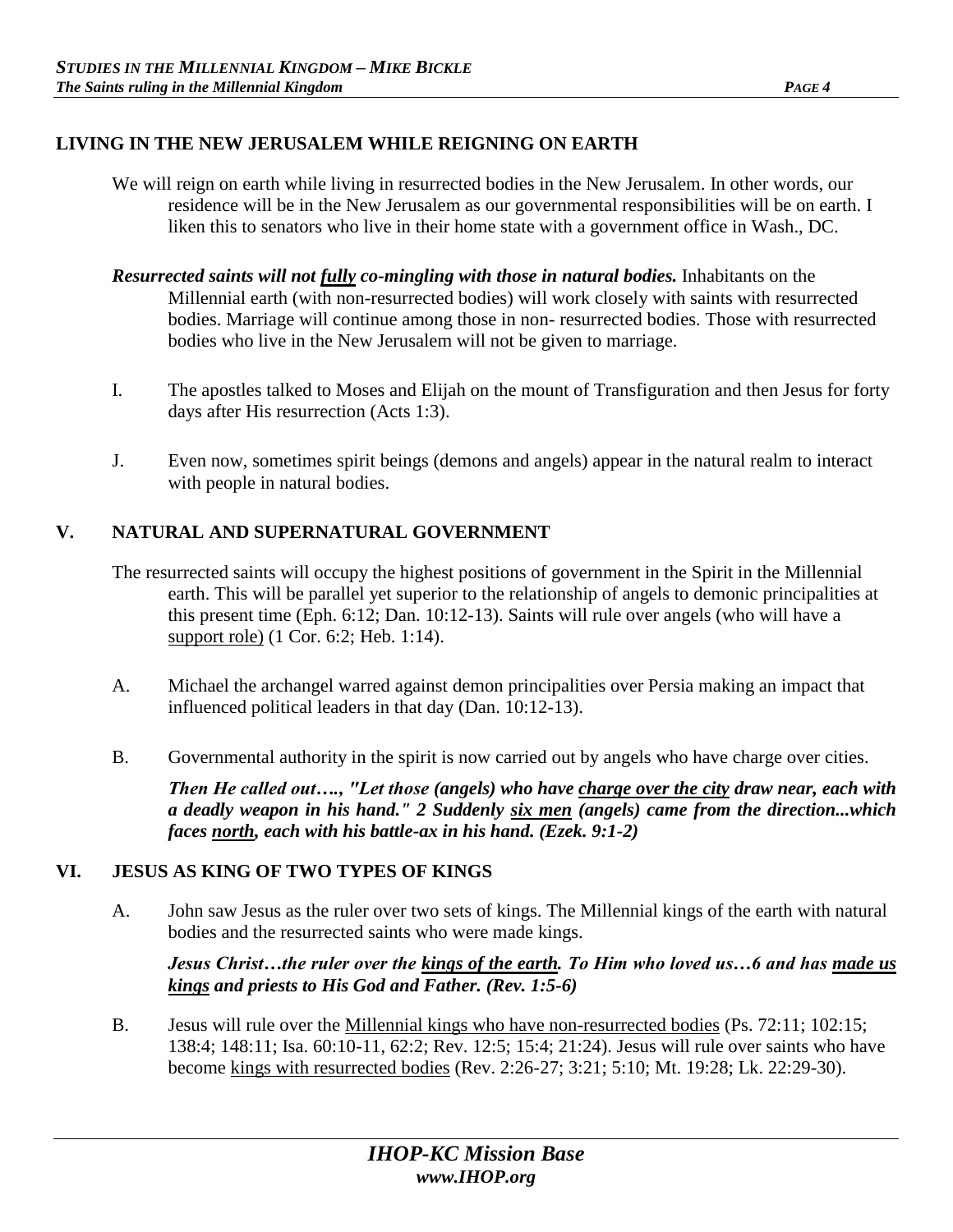**LIVING IN THE NEW JERUSALEM WHILE REIGNING ON EARTH**

We will reign on earth while living in resurrected bodies in the New Jerusalem. In other words, our residence will be in the New Jerusalem as our governmental responsibilities will be on earth. I liken this to senators who live in their home state with a government office in Wash., DC.

***Resurrected saints will not <u>fully</u> co-mingling with those in natural bodies.*** Inhabitants on the Millennial earth (with non-resurrected bodies) will work closely with saints with resurrected bodies. Marriage will continue among those in non- resurrected bodies. Those with resurrected bodies who live in the New Jerusalem will not be given to marriage.

I. The apostles talked to Moses and Elijah on the mount of Transfiguration and then Jesus for forty days after His resurrection (Acts 1:3).

J. Even now, sometimes spirit beings (demons and angels) appear in the natural realm to interact with people in natural bodies.

## V. NATURAL AND SUPERNATURAL GOVERNMENT

The resurrected saints will occupy the highest positions of government in the Spirit in the Millennial earth. This will be parallel yet superior to the relationship of angels to demonic principalities at this present time (Eph. 6:12; Dan. 10:12-13). Saints will rule over angels (who will have a <u>support role)</u> (1 Cor. 6:2; Heb. 1:14).

A. Michael the archangel warred against demon principalities over Persia making an impact that influenced political leaders in that day (Dan. 10:12-13).

B. Governmental authority in the spirit is now carried out by angels who have charge over cities.

***Then He called out…., "Let those (angels) who have <u>charge over the city</u> draw near, each with a deadly weapon in his hand." 2 Suddenly <u>six men</u> (angels) came from the direction...which faces <u>north</u>, each with his battle-ax in his hand. (Ezek. 9:1-2)***

## VI. JESUS AS KING OF TWO TYPES OF KINGS

A. John saw Jesus as the ruler over two sets of kings. The Millennial kings of the earth with natural bodies and the resurrected saints who were made kings.

***Jesus Christ…the ruler over the <u>kings of the earth</u>. To Him who loved us…6 and has <u>made us kings</u> and priests to His God and Father. (Rev. 1:5-6)***

B. Jesus will rule over the <u>Millennial kings who have non-resurrected bodies</u> (Ps. 72:11; 102:15; 138:4; 148:11; Isa. 60:10-11, 62:2; Rev. 12:5; 15:4; 21:24). Jesus will rule over saints who have become <u>kings with resurrected bodies</u> (Rev. 2:26-27; 3:21; 5:10; Mt. 19:28; Lk. 22:29-30).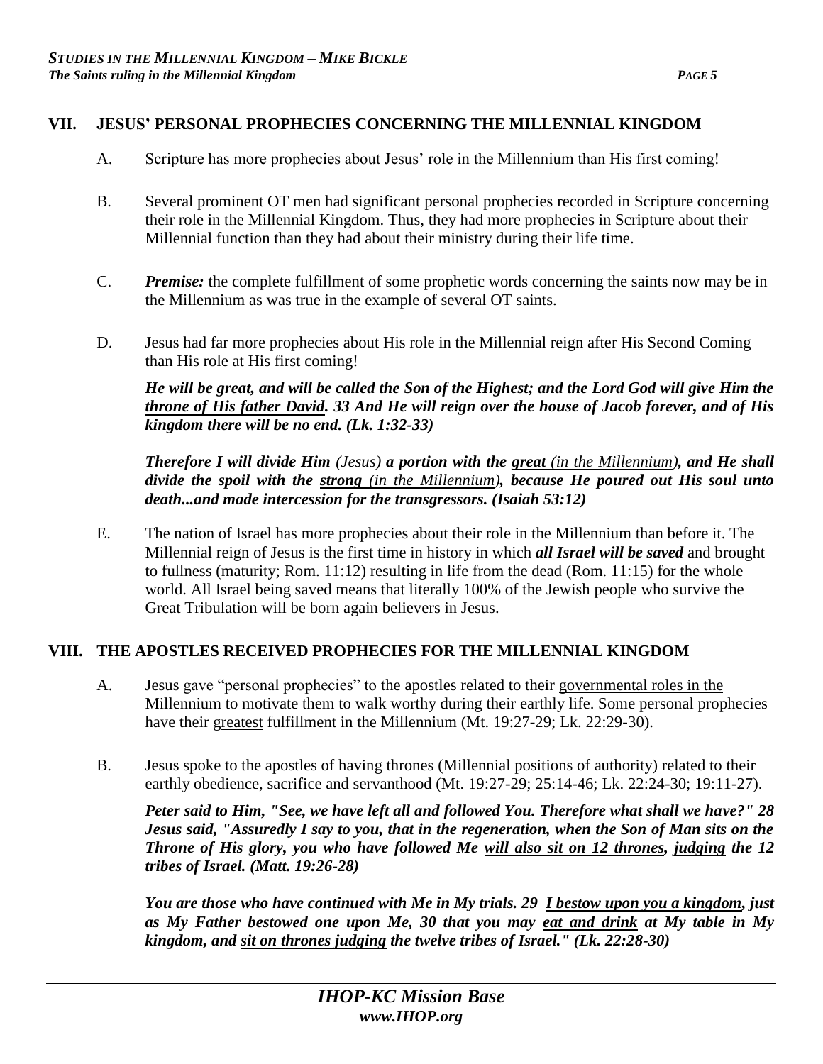## VII. JESUS' PERSONAL PROPHECIES CONCERNING THE MILLENNIAL KINGDOM

A. Scripture has more prophecies about Jesus' role in the Millennium than His first coming!

B. Several prominent OT men had significant personal prophecies recorded in Scripture concerning their role in the Millennial Kingdom. Thus, they had more prophecies in Scripture about their Millennial function than they had about their ministry during their life time.

C. ***Premise:*** the complete fulfillment of some prophetic words concerning the saints now may be in the Millennium as was true in the example of several OT saints.

D. Jesus had far more prophecies about His role in the Millennial reign after His Second Coming than His role at His first coming!

***He will be great, and will be called the Son of the Highest; and the Lord God will give Him the <u>throne of His father David</u>. 33 And He will reign over the house of Jacob forever, and of His kingdom there will be no end. (Lk. 1:32-33)***

***Therefore I will divide Him*** *(Jesus)* ***a portion with the <u>great</u>*** *<u>(in the Millennium)</u>*, ***and He shall divide the spoil with the <u>strong</u>*** *<u>(in the Millennium)</u>*, ***because He poured out His soul unto death...and made intercession for the transgressors. (Isaiah 53:12)***

E. The nation of Israel has more prophecies about their role in the Millennium than before it. The Millennial reign of Jesus is the first time in history in which ***all Israel will be saved*** and brought to fullness (maturity; Rom. 11:12) resulting in life from the dead (Rom. 11:15) for the whole world. All Israel being saved means that literally 100% of the Jewish people who survive the Great Tribulation will be born again believers in Jesus.

## VIII. THE APOSTLES RECEIVED PROPHECIES FOR THE MILLENNIAL KINGDOM

A. Jesus gave "personal prophecies" to the apostles related to their <u>governmental roles in the Millennium</u> to motivate them to walk worthy during their earthly life. Some personal prophecies have their <u>greatest</u> fulfillment in the Millennium (Mt. 19:27-29; Lk. 22:29-30).

B. Jesus spoke to the apostles of having thrones (Millennial positions of authority) related to their earthly obedience, sacrifice and servanthood (Mt. 19:27-29; 25:14-46; Lk. 22:24-30; 19:11-27).

***Peter said to Him, "See, we have left all and followed You. Therefore what shall we have?" 28 Jesus said, "Assuredly I say to you, that in the regeneration, when the Son of Man sits on the Throne of His glory, you who have followed Me <u>will also sit on 12 thrones</u>, <u>judging</u> the 12 tribes of Israel. (Matt. 19:26-28)***

***You are those who have continued with Me in My trials. 29 <u>I bestow upon you a kingdom</u>, just as My Father bestowed one upon Me, 30 that you may <u>eat and drink</u> at My table in My kingdom, and <u>sit on thrones judging</u> the twelve tribes of Israel." (Lk. 22:28-30)***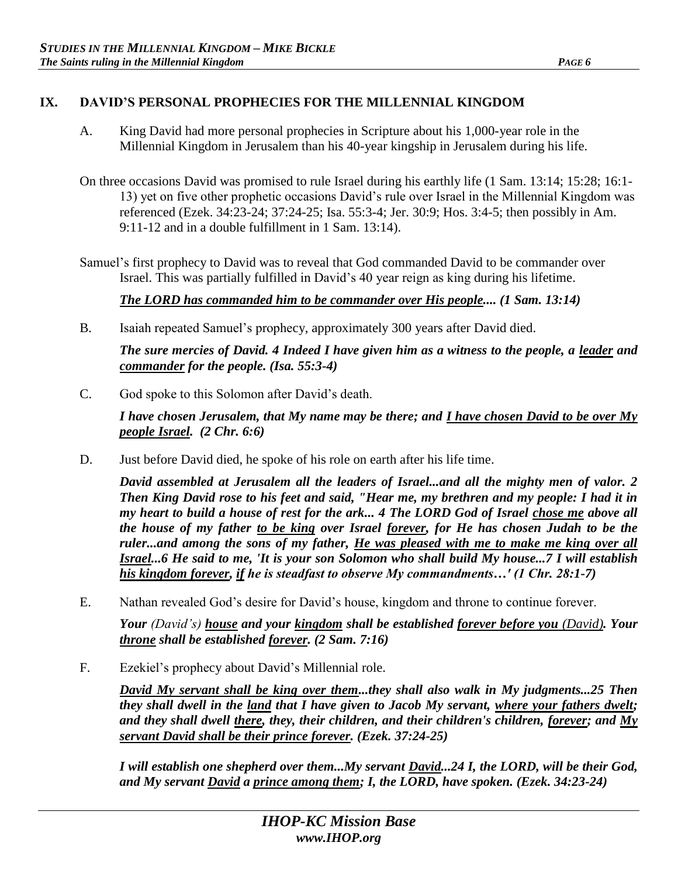## IX. DAVID'S PERSONAL PROPHECIES FOR THE MILLENNIAL KINGDOM

A. King David had more personal prophecies in Scripture about his 1,000-year role in the Millennial Kingdom in Jerusalem than his 40-year kingship in Jerusalem during his life.

On three occasions David was promised to rule Israel during his earthly life (1 Sam. 13:14; 15:28; 16:1-13) yet on five other prophetic occasions David's rule over Israel in the Millennial Kingdom was referenced (Ezek. 34:23-24; 37:24-25; Isa. 55:3-4; Jer. 30:9; Hos. 3:4-5; then possibly in Am. 9:11-12 and in a double fulfillment in 1 Sam. 13:14).

Samuel's first prophecy to David was to reveal that God commanded David to be commander over Israel. This was partially fulfilled in David's 40 year reign as king during his lifetime.

***<u>The LORD has commanded him to be commander over His people</u>.... (1 Sam. 13:14)***

B. Isaiah repeated Samuel's prophecy, approximately 300 years after David died.

***The sure mercies of David. 4 Indeed I have given him as a witness to the people, a <u>leader</u> and <u>commander</u> for the people. (Isa. 55:3-4)***

C. God spoke to this Solomon after David's death.

***I have chosen Jerusalem, that My name may be there; and <u>I have chosen David to be over My people Israel</u>. (2 Chr. 6:6)***

D. Just before David died, he spoke of his role on earth after his life time.

***David assembled at Jerusalem all the leaders of Israel...and all the mighty men of valor. 2 Then King David rose to his feet and said, "Hear me, my brethren and my people: I had it in my heart to build a house of rest for the ark... 4 The LORD God of Israel <u>chose me</u> above all the house of my father <u>to be king</u> over Israel <u>forever</u>, for He has chosen Judah to be the ruler...and among the sons of my father, <u>He was pleased with me to make me king over all Israel</u>...6 He said to me, 'It is your son Solomon who shall build My house...7 I will establish <u>his kingdom forever</u>, <u>if</u> he is steadfast to observe My commandments…' (1 Chr. 28:1-7)***

E. Nathan revealed God's desire for David's house, kingdom and throne to continue forever.

***Your** (David's) **<u>house</u> and your <u>kingdom</u> shall be established <u>forever before you</u>** <u>(David)</u>**. Your <u>throne</u> shall be established <u>forever</u>. (2 Sam. 7:16)***

F. Ezekiel's prophecy about David's Millennial role.

***<u>David My servant shall be king over them</u>...they shall also walk in My judgments...25 Then they shall dwell in the <u>land</u> that I have given to Jacob My servant, <u>where your fathers dwelt</u>; and they shall dwell <u>there</u>, they, their children, and their children's children, <u>forever</u>; and <u>My servant David shall be their prince forever</u>. (Ezek. 37:24-25)***

***I will establish one shepherd over them...My servant <u>David</u>...24 I, the LORD, will be their God, and My servant <u>David</u> a <u>prince among them</u>; I, the LORD, have spoken. (Ezek. 34:23-24)***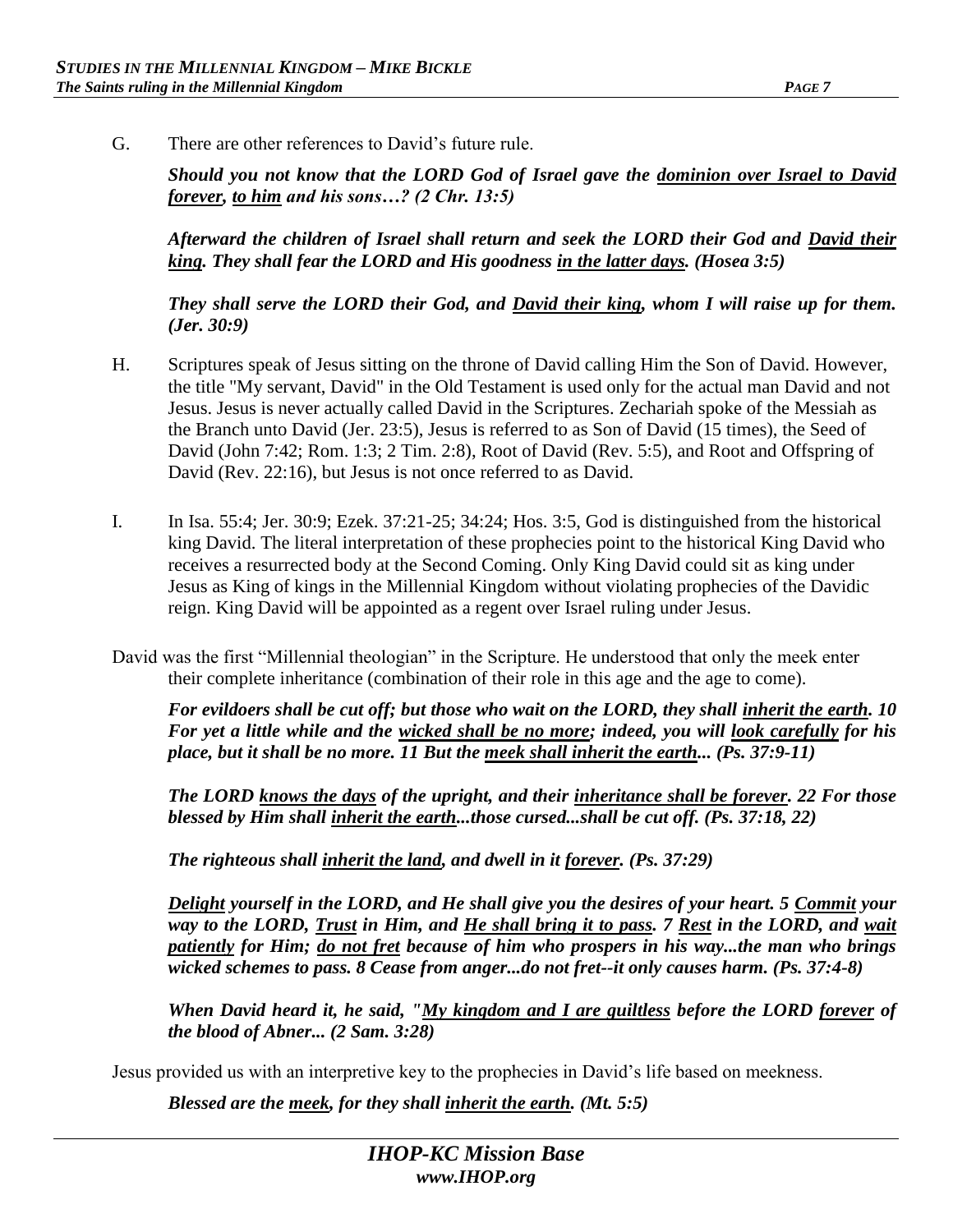G. There are other references to David's future rule.

> ***Should you not know that the LORD God of Israel gave the <u>dominion over Israel to David forever</u>, <u>to him</u> and his sons…? (2 Chr. 13:5)***
>
> ***Afterward the children of Israel shall return and seek the LORD their God and <u>David their king</u>. They shall fear the LORD and His goodness <u>in the latter days</u>. (Hosea 3:5)***
>
> ***They shall serve the LORD their God, and <u>David their king</u>, whom I will raise up for them. (Jer. 30:9)***

H. Scriptures speak of Jesus sitting on the throne of David calling Him the Son of David. However, the title "My servant, David" in the Old Testament is used only for the actual man David and not Jesus. Jesus is never actually called David in the Scriptures. Zechariah spoke of the Messiah as the Branch unto David (Jer. 23:5), Jesus is referred to as Son of David (15 times), the Seed of David (John 7:42; Rom. 1:3; 2 Tim. 2:8), Root of David (Rev. 5:5), and Root and Offspring of David (Rev. 22:16), but Jesus is not once referred to as David.

I. In Isa. 55:4; Jer. 30:9; Ezek. 37:21-25; 34:24; Hos. 3:5, God is distinguished from the historical king David. The literal interpretation of these prophecies point to the historical King David who receives a resurrected body at the Second Coming. Only King David could sit as king under Jesus as King of kings in the Millennial Kingdom without violating prophecies of the Davidic reign. King David will be appointed as a regent over Israel ruling under Jesus.

David was the first "Millennial theologian" in the Scripture. He understood that only the meek enter their complete inheritance (combination of their role in this age and the age to come).

> ***For evildoers shall be cut off; but those who wait on the LORD, they shall <u>inherit the earth</u>. 10 For yet a little while and the <u>wicked shall be no more</u>; indeed, you will <u>look carefully</u> for his place, but it shall be no more. 11 But the <u>meek shall inherit the earth</u>... (Ps. 37:9-11)***
>
> ***The LORD <u>knows the days</u> of the upright, and their <u>inheritance shall be forever</u>. 22 For those blessed by Him shall <u>inherit the earth</u>...those cursed...shall be cut off. (Ps. 37:18, 22)***
>
> ***The righteous shall <u>inherit the land</u>, and dwell in it <u>forever</u>. (Ps. 37:29)***
>
> ***<u>Delight</u> yourself in the LORD, and He shall give you the desires of your heart. 5 <u>Commit</u> your way to the LORD, <u>Trust</u> in Him, and <u>He shall bring it to pass</u>. 7 <u>Rest</u> in the LORD, and <u>wait patiently</u> for Him; <u>do not fret</u> because of him who prospers in his way...the man who brings wicked schemes to pass. 8 Cease from anger...do not fret--it only causes harm. (Ps. 37:4-8)***
>
> ***When David heard it, he said, "<u>My kingdom and I are guiltless</u> before the LORD <u>forever</u> of the blood of Abner... (2 Sam. 3:28)***

Jesus provided us with an interpretive key to the prophecies in David's life based on meekness.

> ***Blessed are the <u>meek</u>, for they shall <u>inherit the earth</u>. (Mt. 5:5)***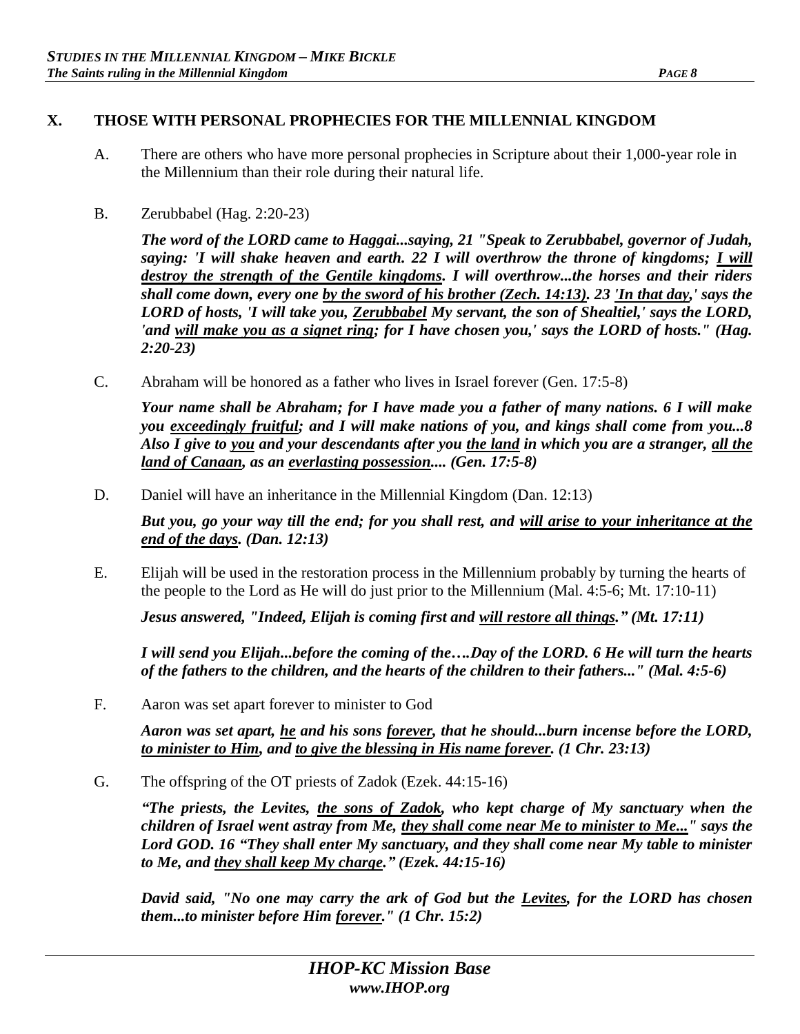## X. THOSE WITH PERSONAL PROPHECIES FOR THE MILLENNIAL KINGDOM

A. There are others who have more personal prophecies in Scripture about their 1,000-year role in the Millennium than their role during their natural life.

B. Zerubbabel (Hag. 2:20-23)

***The word of the LORD came to Haggai...saying, 21 "Speak to Zerubbabel, governor of Judah, saying: 'I will shake heaven and earth. 22 I will overthrow the throne of kingdoms; <u>I will destroy the strength of the Gentile kingdoms</u>. I will overthrow...the horses and their riders shall come down, every one <u>by the sword of his brother (Zech. 14:13)</u>. 23 <u>'In that day</u>,' says the LORD of hosts, 'I will take you, <u>Zerubbabel</u> My servant, the son of Shealtiel,' says the LORD, 'and <u>will make you as a signet ring</u>; for I have chosen you,' says the LORD of hosts." (Hag. 2:20-23)***

C. Abraham will be honored as a father who lives in Israel forever (Gen. 17:5-8)

***Your name shall be Abraham; for I have made you a father of many nations. 6 I will make you <u>exceedingly fruitful</u>; and I will make nations of you, and kings shall come from you...8 Also I give to <u>you</u> and your descendants after you <u>the land</u> in which you are a stranger, <u>all the land of Canaan</u>, as an <u>everlasting possession</u>.... (Gen. 17:5-8)***

D. Daniel will have an inheritance in the Millennial Kingdom (Dan. 12:13)

***But you, go your way till the end; for you shall rest, and <u>will arise to your inheritance at the end of the days</u>. (Dan. 12:13)***

E. Elijah will be used in the restoration process in the Millennium probably by turning the hearts of the people to the Lord as He will do just prior to the Millennium (Mal. 4:5-6; Mt. 17:10-11)

***Jesus answered, "Indeed, Elijah is coming first and <u>will restore all things</u>." (Mt. 17:11)***

***I will send you Elijah...before the coming of the….Day of the LORD. 6 He will turn the hearts of the fathers to the children, and the hearts of the children to their fathers..." (Mal. 4:5-6)***

F. Aaron was set apart forever to minister to God

***Aaron was set apart, <u>he</u> and his sons <u>forever</u>, that he should...burn incense before the LORD, <u>to minister to Him</u>, and <u>to give the blessing in His name forever</u>. (1 Chr. 23:13)***

G. The offspring of the OT priests of Zadok (Ezek. 44:15-16)

***"The priests, the Levites, <u>the sons of Zadok</u>, who kept charge of My sanctuary when the children of Israel went astray from Me, <u>they shall come near Me to minister to Me...</u>" says the Lord GOD. 16 "They shall enter My sanctuary, and they shall come near My table to minister to Me, and <u>they shall keep My charge</u>." (Ezek. 44:15-16)***

***David said, "No one may carry the ark of God but the <u>Levites</u>, for the LORD has chosen them...to minister before Him <u>forever</u>." (1 Chr. 15:2)***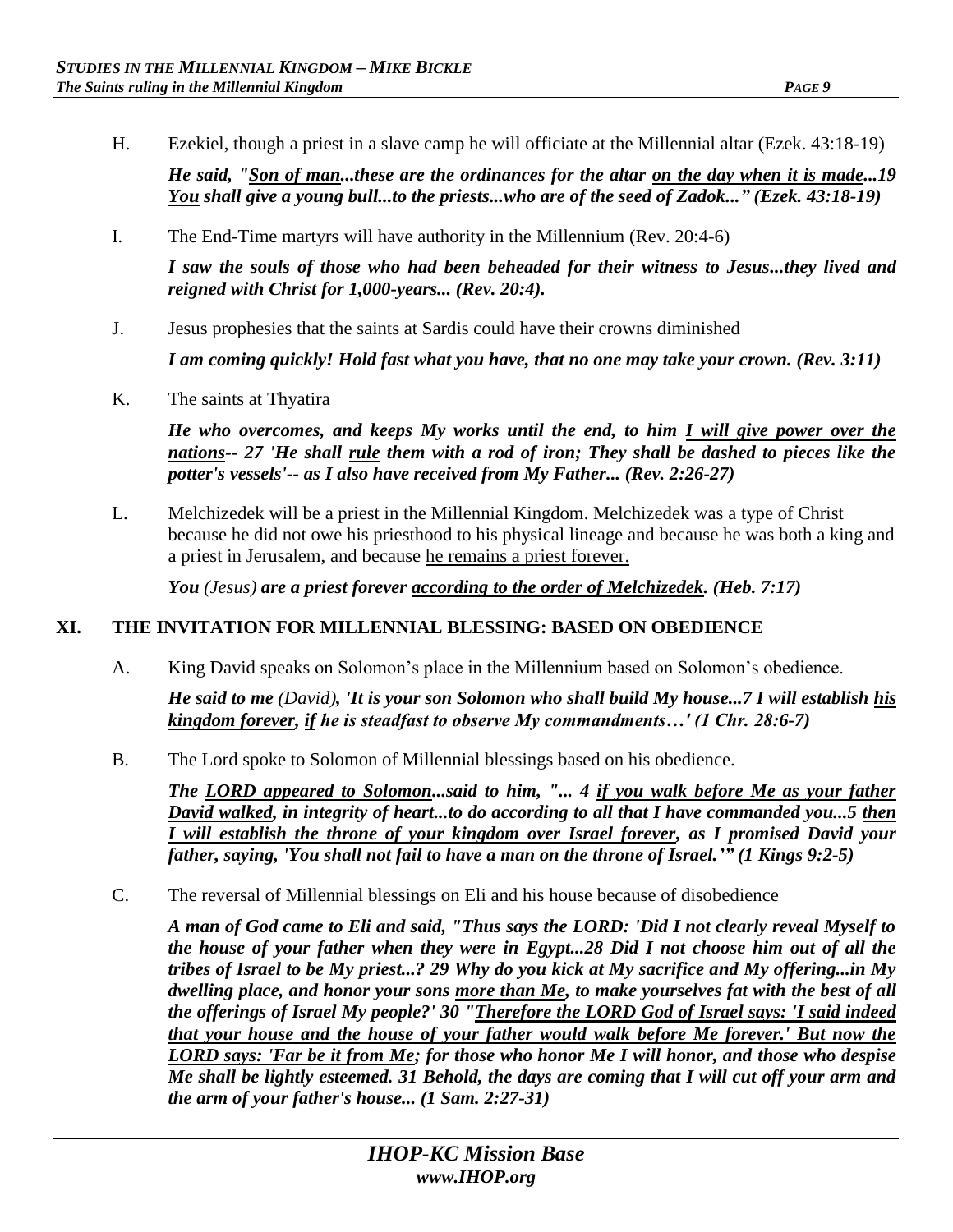H. Ezekiel, though a priest in a slave camp he will officiate at the Millennial altar (Ezek. 43:18-19)

***He said, "<u>Son of man</u>...these are the ordinances for the altar <u>on the day when it is made</u>...19 <u>You</u> shall give a young bull...to the priests...who are of the seed of Zadok..." (Ezek. 43:18-19)***

I. The End-Time martyrs will have authority in the Millennium (Rev. 20:4-6)

***I saw the souls of those who had been beheaded for their witness to Jesus...they lived and reigned with Christ for 1,000-years... (Rev. 20:4).***

J. Jesus prophesies that the saints at Sardis could have their crowns diminished

***I am coming quickly! Hold fast what you have, that no one may take your crown. (Rev. 3:11)***

K. The saints at Thyatira

***He who overcomes, and keeps My works until the end, to him <u>I will give power over the nations</u>-- 27 'He shall <u>rule</u> them with a rod of iron; They shall be dashed to pieces like the potter's vessels'-- as I also have received from My Father... (Rev. 2:26-27)***

L. Melchizedek will be a priest in the Millennial Kingdom. Melchizedek was a type of Christ because he did not owe his priesthood to his physical lineage and because he was both a king and a priest in Jerusalem, and because <u>he remains a priest forever.</u>

***You** (Jesus) **are a priest forever <u>according to the order of Melchizedek</u>. (Heb. 7:17)***

## XI. THE INVITATION FOR MILLENNIAL BLESSING: BASED ON OBEDIENCE

A. King David speaks on Solomon's place in the Millennium based on Solomon's obedience.

***He said to me** (David)**, 'It is your son Solomon who shall build My house...7 I will establish <u>his kingdom forever</u>, <u>if</u> he is steadfast to observe My commandments…' (1 Chr. 28:6-7)***

B. The Lord spoke to Solomon of Millennial blessings based on his obedience.

***The <u>LORD appeared to Solomon</u>...said to him, "... 4 <u>if you walk before Me as your father David walked</u>, in integrity of heart...to do according to all that I have commanded you...5 <u>then I will establish the throne of your kingdom over Israel forever</u>, as I promised David your father, saying, 'You shall not fail to have a man on the throne of Israel.'" (1 Kings 9:2-5)***

C. The reversal of Millennial blessings on Eli and his house because of disobedience

***A man of God came to Eli and said, "Thus says the LORD: 'Did I not clearly reveal Myself to the house of your father when they were in Egypt...28 Did I not choose him out of all the tribes of Israel to be My priest...? 29 Why do you kick at My sacrifice and My offering...in My dwelling place, and honor your sons <u>more than Me</u>, to make yourselves fat with the best of all the offerings of Israel My people?' 30 "<u>Therefore the LORD God of Israel says: 'I said indeed that your house and the house of your father would walk before Me forever.' But now the LORD says: 'Far be it from Me</u>; for those who honor Me I will honor, and those who despise Me shall be lightly esteemed. 31 Behold, the days are coming that I will cut off your arm and the arm of your father's house... (1 Sam. 2:27-31)***